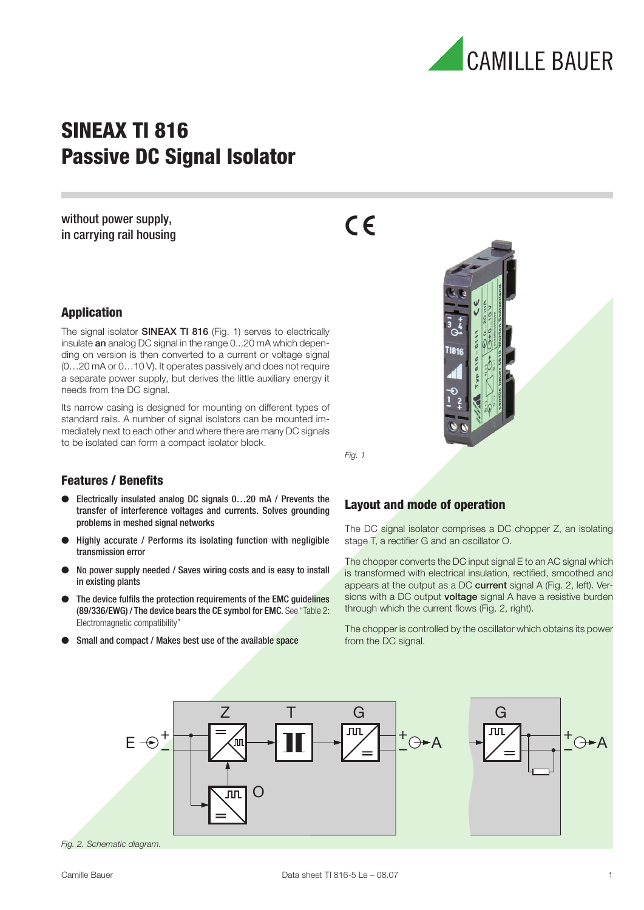# SINEAX TI 816
# Passive DC Signal Isolator

without power supply,
in carrying rail housing

## Application

The signal isolator **SINEAX TI 816** (Fig. 1) serves to electrically insulate **an** analog DC signal in the range 0...20 mA which depending on version is then converted to a current or voltage signal (0…20 mA or 0…10 V). It operates passively and does not require a separate power supply, but derives the little auxiliary energy it needs from the DC signal.

Its narrow casing is designed for mounting on different types of standard rails. A number of signal isolators can be mounted immediately next to each other and where there are many DC signals to be isolated can form a compact isolator block.

*Fig. 1*

## Features / Benefits

- Electrically insulated analog DC signals 0…20 mA / Prevents the transfer of interference voltages and currents. Solves grounding problems in meshed signal networks
- Highly accurate / Performs its isolating function with negligible transmission error
- No power supply needed / Saves wiring costs and is easy to install in existing plants
- The device fulfils the protection requirements of the EMC guidelines (89/336/EWG) / The device bears the CE symbol for EMC. See "Table 2: Electromagnetic compatibility"
- Small and compact / Makes best use of the available space

## Layout and mode of operation

The DC signal isolator comprises a DC chopper Z, an isolating stage T, a rectifier G and an oscillator O.

The chopper converts the DC input signal E to an AC signal which is transformed with electrical insulation, rectified, smoothed and appears at the output as a DC **current** signal A (Fig. 2, left). Versions with a DC output **voltage** signal A have a resistive burden through which the current flows (Fig. 2, right).

The chopper is controlled by the oscillator which obtains its power from the DC signal.

*Fig. 2. Schematic diagram.*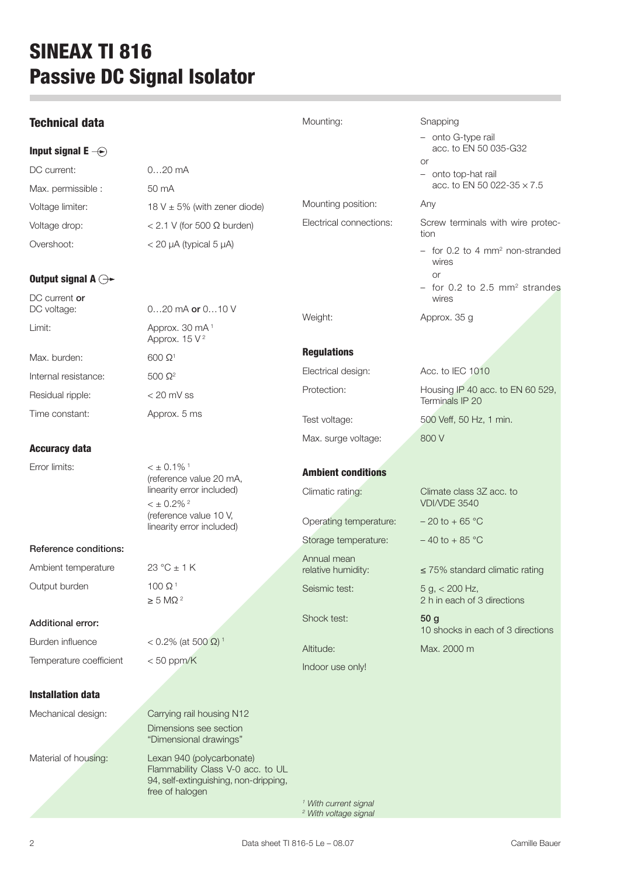# SINEAX TI 816
# Passive DC Signal Isolator

## Technical data

### Input signal E

| | |
|---|---|
| DC current: | 0…20 mA |
| Max. permissible : | 50 mA |
| Voltage limiter: | 18 V ± 5% (with zener diode) |
| Voltage drop: | < 2.1 V (for 500 Ω burden) |
| Overshoot: | < 20 µA (typical 5 µA) |

### Output signal A

| | |
|---|---|
| DC current **or** DC voltage: | 0…20 mA **or** 0…10 V |
| Limit: | Approx. 30 mA [1]<br>Approx. 15 V [2] |
| Max. burden: | 600 Ω[1] |
| Internal resistance: | 500 Ω[2] |
| Residual ripple: | < 20 mV ss |
| Time constant: | Approx. 5 ms |

### Accuracy data

| | |
|---|---|
| Error limits: | < ± 0.1% [1] (reference value 20 mA, linearity error included)<br>< ± 0.2% [2] (reference value 10 V, linearity error included) |

Reference conditions:

| | |
|---|---|
| Ambient temperature | 23 °C ± 1 K |
| Output burden | 100 Ω [1]<br>≥ 5 MΩ [2] |

Additional error:

| | |
|---|---|
| Burden influence | < 0.2% (at 500 Ω) [1] |
| Temperature coefficient | < 50 ppm/K |

### Installation data

| | |
|---|---|
| Mechanical design: | Carrying rail housing N12<br>Dimensions see section "Dimensional drawings" |
| Material of housing: | Lexan 940 (polycarbonate) Flammability Class V-0 acc. to UL 94, self-extinguishing, non-dripping, free of halogen |
| Mounting: | Snapping<br>– onto G-type rail acc. to EN 50 035-G32<br>or<br>– onto top-hat rail acc. to EN 50 022-35 × 7.5 |
| Mounting position: | Any |
| Electrical connections: | Screw terminals with wire protection<br>– for 0.2 to 4 mm² non-stranded wires<br>or<br>– for 0.2 to 2.5 mm² strandes wires |
| Weight: | Approx. 35 g |

### Regulations

| | |
|---|---|
| Electrical design: | Acc. to IEC 1010 |
| Protection: | Housing IP 40 acc. to EN 60 529, Terminals IP 20 |
| Test voltage: | 500 Veff, 50 Hz, 1 min. |
| Max. surge voltage: | 800 V |

### Ambient conditions

| | |
|---|---|
| Climatic rating: | Climate class 3Z acc. to VDI/VDE 3540 |
| Operating temperature: | – 20 to + 65 °C |
| Storage temperature: | – 40 to + 85 °C |
| Annual mean relative humidity: | ≤ 75% standard climatic rating |
| Seismic test: | 5 g, < 200 Hz, 2 h in each of 3 directions |
| Shock test: | **50 g** 10 shocks in each of 3 directions |
| Altitude: | Max. 2000 m |

Indoor use only!

*[1] With current signal*
*[2] With voltage signal*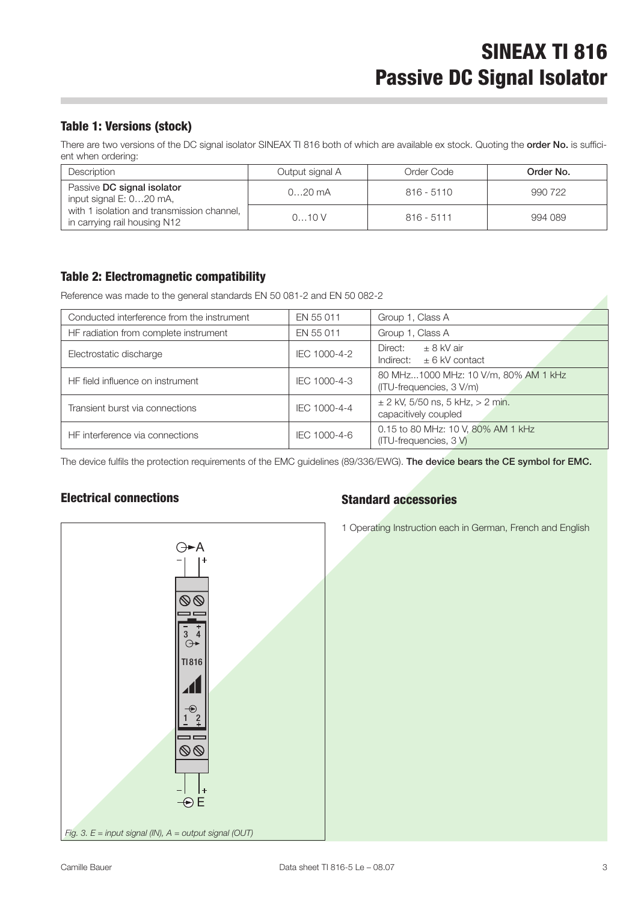# SINEAX TI 816
# Passive DC Signal Isolator

## Table 1: Versions (stock)

There are two versions of the DC signal isolator SINEAX TI 816 both of which are available ex stock. Quoting the **order No.** is sufficient when ordering:

| Description | Output signal A | Order Code | **Order No.** |
|---|---|---|---|
| Passive **DC signal isolator** input signal E: 0…20 mA, with 1 isolation and transmission channel, in carrying rail housing N12 | 0…20 mA | 816 - 5110 | 990 722 |
| | 0…10 V | 816 - 5111 | 994 089 |

## Table 2: Electromagnetic compatibility

Reference was made to the general standards EN 50 081-2 and EN 50 082-2

| | | |
|---|---|---|
| Conducted interference from the instrument | EN 55 011 | Group 1, Class A |
| HF radiation from complete instrument | EN 55 011 | Group 1, Class A |
| Electrostatic discharge | IEC 1000-4-2 | Direct: ± 8 kV air<br>Indirect: ± 6 kV contact |
| HF field influence on instrument | IEC 1000-4-3 | 80 MHz...1000 MHz: 10 V/m, 80% AM 1 kHz (ITU-frequencies, 3 V/m) |
| Transient burst via connections | IEC 1000-4-4 | ± 2 kV, 5/50 ns, 5 kHz, > 2 min. capacitively coupled |
| HF interference via connections | IEC 1000-4-6 | 0.15 to 80 MHz: 10 V, 80% AM 1 kHz (ITU-frequencies, 3 V) |

The device fulfils the protection requirements of the EMC guidelines (89/336/EWG). **The device bears the CE symbol for EMC.**

## Electrical connections

*Fig. 3. E = input signal (IN), A = output signal (OUT)*

## Standard accessories

1 Operating Instruction each in German, French and English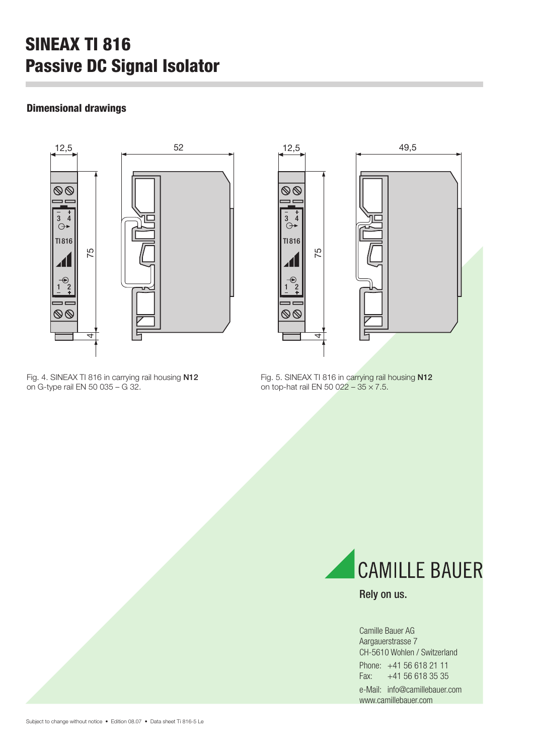# SINEAX TI 816
# Passive DC Signal Isolator

## Dimensional drawings

12,5

52

75

4

12,5

49,5

75

4

Fig. 4. SINEAX TI 816 in carrying rail housing **N12** on G-type rail EN 50 035 – G 32.

Fig. 5. SINEAX TI 816 in carrying rail housing **N12** on top-hat rail EN 50 022 – 35 × 7.5.

CAMILLE BAUER

Rely on us.

Camille Bauer AG
Aargauerstrasse 7
CH-5610 Wohlen / Switzerland
Phone: +41 56 618 21 11
Fax: +41 56 618 35 35
e-Mail: info@camillebauer.com
www.camillebauer.com

Subject to change without notice • Edition 08.07 • Data sheet Ti 816-5 Le